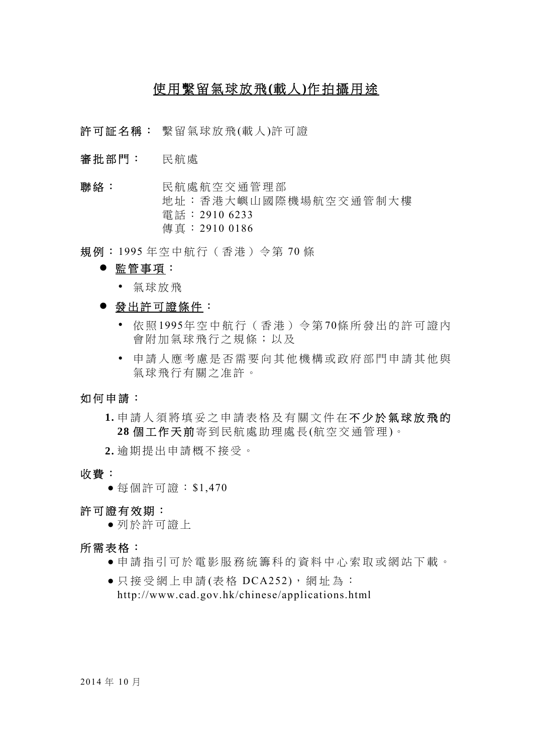# <u>使用繫留氣球放飛(載人)作拍攝用途</u>

**許可証名稱：** 繫留氣球放飛(載人)許可證

**審批部門：** 民航處

**聯絡：** 民航處航空交通管理部
地址：香港大嶼山國際機場航空交通管制大樓
電話：2910 6233
傳真：2910 0186

**規例：**1995 年空中航行（香港）令第 70 條

- **<u>監管事項</u>：**
  - 氣球放飛
- **<u>發出許可證條件</u>：**
  - 依照1995年空中航行（香港）令第70條所發出的許可證內會附加氣球飛行之規條；以及
  - 申請人應考慮是否需要向其他機構或政府部門申請其他與氣球飛行有關之准許。

**如何申請：**

1. 申請人須將填妥之申請表格及有關文件在**不少於氣球放飛的 28 個工作天前**寄到民航處助理處長(航空交通管理)。
2. 逾期提出申請概不接受。

**收費：**

- 每個許可證：$1,470

**許可證有效期：**

- 列於許可證上

**所需表格：**

- 申請指引可於電影服務統籌科的資料中心索取或網站下載。
- 只接受網上申請(表格 DCA252)，網址為：
http://www.cad.gov.hk/chinese/applications.html

2014 年 10 月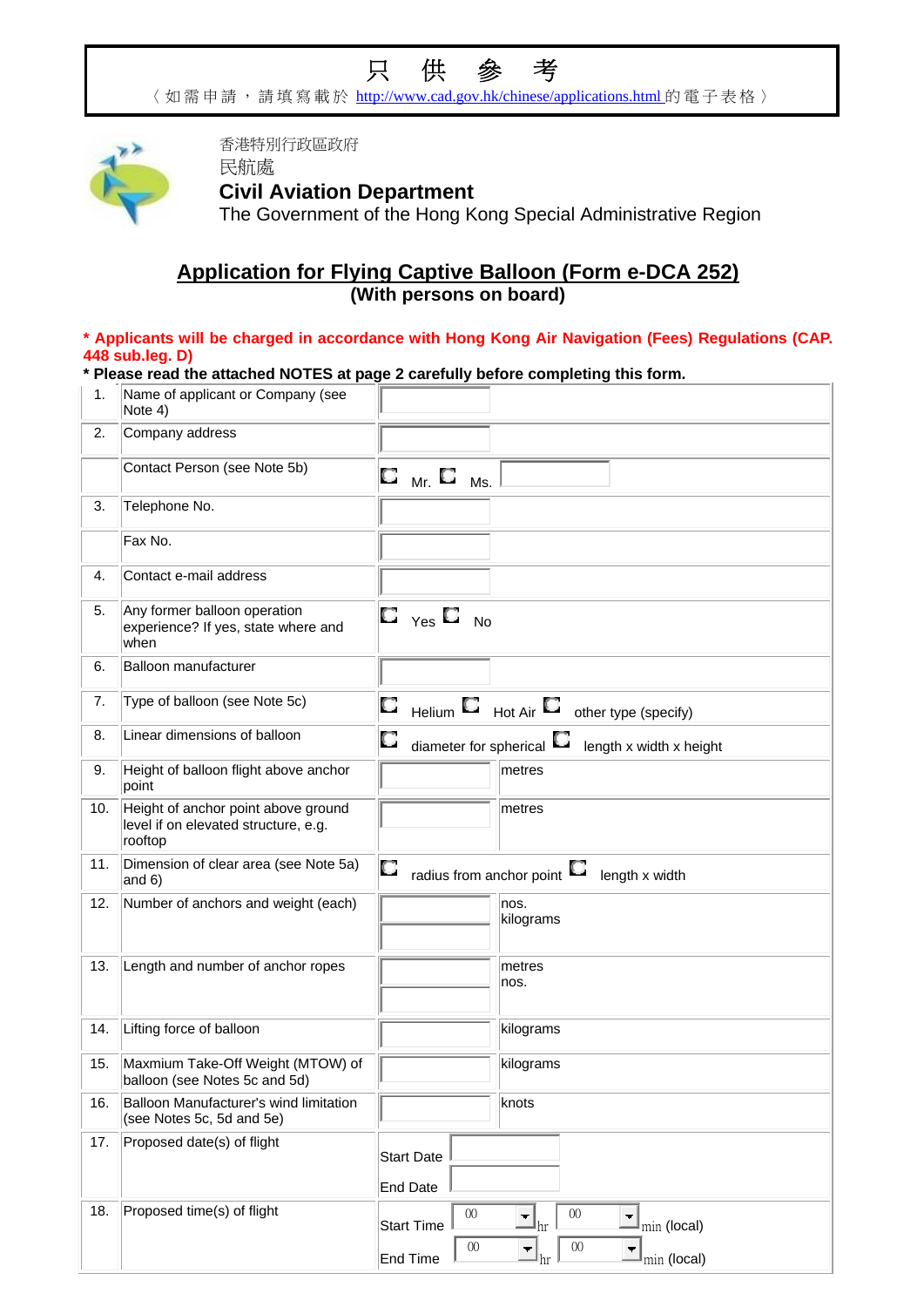# 只 供 參 考

〈如需申請，請填寫載於 http://www.cad.gov.hk/chinese/applications.html 的電子表格〉

香港特別行政區政府
民航處
**Civil Aviation Department**
The Government of the Hong Kong Special Administrative Region

## Application for Flying Captive Balloon (Form e-DCA 252)
### (With persons on board)

**\* Applicants will be charged in accordance with Hong Kong Air Navigation (Fees) Regulations (CAP. 448 sub.leg. D)**

**\* Please read the attached NOTES at page 2 carefully before completing this form.**

| | | | |
|---|---|---|---|
| 1. | Name of applicant or Company (see Note 4) | | |
| 2. | Company address | | |
| | Contact Person (see Note 5b) | ☐ Mr. ☐ Ms. | |
| 3. | Telephone No. | | |
| | Fax No. | | |
| 4. | Contact e-mail address | | |
| 5. | Any former balloon operation experience? If yes, state where and when | ☐ Yes ☐ No | |
| 6. | Balloon manufacturer | | |
| 7. | Type of balloon (see Note 5c) | ☐ Helium ☐ Hot Air ☐ other type (specify) | |
| 8. | Linear dimensions of balloon | ☐ diameter for spherical ☐ length x width x height | |
| 9. | Height of balloon flight above anchor point | | metres |
| 10. | Height of anchor point above ground level if on elevated structure, e.g. rooftop | | metres |
| 11. | Dimension of clear area (see Note 5a) and 6) | ☐ radius from anchor point ☐ length x width | |
| 12. | Number of anchors and weight (each) | | nos.<br>kilograms |
| 13. | Length and number of anchor ropes | | metres<br>nos. |
| 14. | Lifting force of balloon | | kilograms |
| 15. | Maxmium Take-Off Weight (MTOW) of balloon (see Notes 5c and 5d) | | kilograms |
| 16. | Balloon Manufacturer's wind limitation (see Notes 5c, 5d and 5e) | | knots |
| 17. | Proposed date(s) of flight | Start Date<br>End Date | |
| 18. | Proposed time(s) of flight | Start Time 00 hr 00 min (local)<br>End Time 00 hr 00 min (local) | |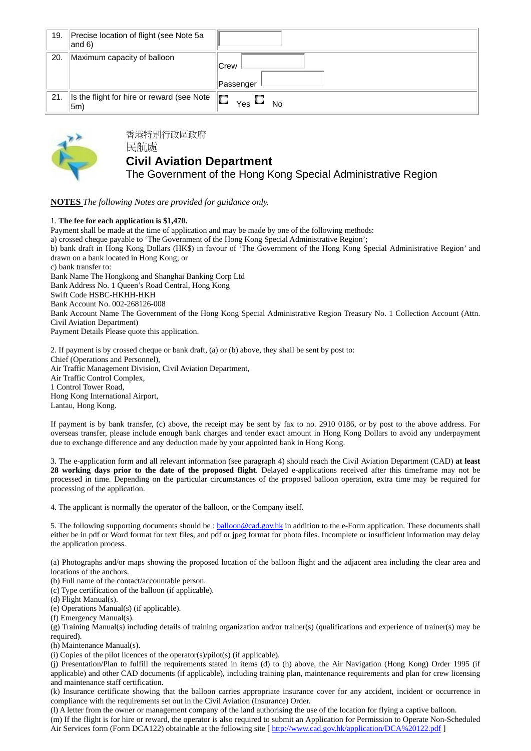| 19. | Precise location of flight (see Note 5a and 6) | |
|---|---|---|
| 20. | Maximum capacity of balloon | Crew<br>Passenger |
| 21. | Is the flight for hire or reward (see Note 5m) | Yes No |

香港特別行政區政府
民航處

**Civil Aviation Department**

The Government of the Hong Kong Special Administrative Region

**NOTES** *The following Notes are provided for guidance only.*

1. **The fee for each application is $1,470.**
Payment shall be made at the time of application and may be made by one of the following methods:
a) crossed cheque payable to 'The Government of the Hong Kong Special Administrative Region';
b) bank draft in Hong Kong Dollars (HK$) in favour of 'The Government of the Hong Kong Special Administrative Region' and drawn on a bank located in Hong Kong; or
c) bank transfer to:
Bank Name The Hongkong and Shanghai Banking Corp Ltd
Bank Address No. 1 Queen's Road Central, Hong Kong
Swift Code HSBC-HKHH-HKH
Bank Account No. 002-268126-008
Bank Account Name The Government of the Hong Kong Special Administrative Region Treasury No. 1 Collection Account (Attn. Civil Aviation Department)
Payment Details Please quote this application.

2. If payment is by crossed cheque or bank draft, (a) or (b) above, they shall be sent by post to:
Chief (Operations and Personnel),
Air Traffic Management Division, Civil Aviation Department,
Air Traffic Control Complex,
1 Control Tower Road,
Hong Kong International Airport,
Lantau, Hong Kong.

If payment is by bank transfer, (c) above, the receipt may be sent by fax to no. 2910 0186, or by post to the above address. For overseas transfer, please include enough bank charges and tender exact amount in Hong Kong Dollars to avoid any underpayment due to exchange difference and any deduction made by your appointed bank in Hong Kong.

3. The e-application form and all relevant information (see paragraph 4) should reach the Civil Aviation Department (CAD) **at least 28 working days prior to the date of the proposed flight**. Delayed e-applications received after this timeframe may not be processed in time. Depending on the particular circumstances of the proposed balloon operation, extra time may be required for processing of the application.

4. The applicant is normally the operator of the balloon, or the Company itself.

5. The following supporting documents should be : balloon@cad.gov.hk in addition to the e-Form application. These documents shall either be in pdf or Word format for text files, and pdf or jpeg format for photo files. Incomplete or insufficient information may delay the application process.

(a) Photographs and/or maps showing the proposed location of the balloon flight and the adjacent area including the clear area and locations of the anchors.
(b) Full name of the contact/accountable person.
(c) Type certification of the balloon (if applicable).
(d) Flight Manual(s).
(e) Operations Manual(s) (if applicable).
(f) Emergency Manual(s).
(g) Training Manual(s) including details of training organization and/or trainer(s) (qualifications and experience of trainer(s) may be required).
(h) Maintenance Manual(s).
(i) Copies of the pilot licences of the operator(s)/pilot(s) (if applicable).
(j) Presentation/Plan to fulfill the requirements stated in items (d) to (h) above, the Air Navigation (Hong Kong) Order 1995 (if applicable) and other CAD documents (if applicable), including training plan, maintenance requirements and plan for crew licensing and maintenance staff certification.
(k) Insurance certificate showing that the balloon carries appropriate insurance cover for any accident, incident or occurrence in compliance with the requirements set out in the Civil Aviation (Insurance) Order.
(l) A letter from the owner or management company of the land authorising the use of the location for flying a captive balloon.
(m) If the flight is for hire or reward, the operator is also required to submit an Application for Permission to Operate Non-Scheduled Air Services form (Form DCA122) obtainable at the following site [ http://www.cad.gov.hk/application/DCA%20122.pdf ]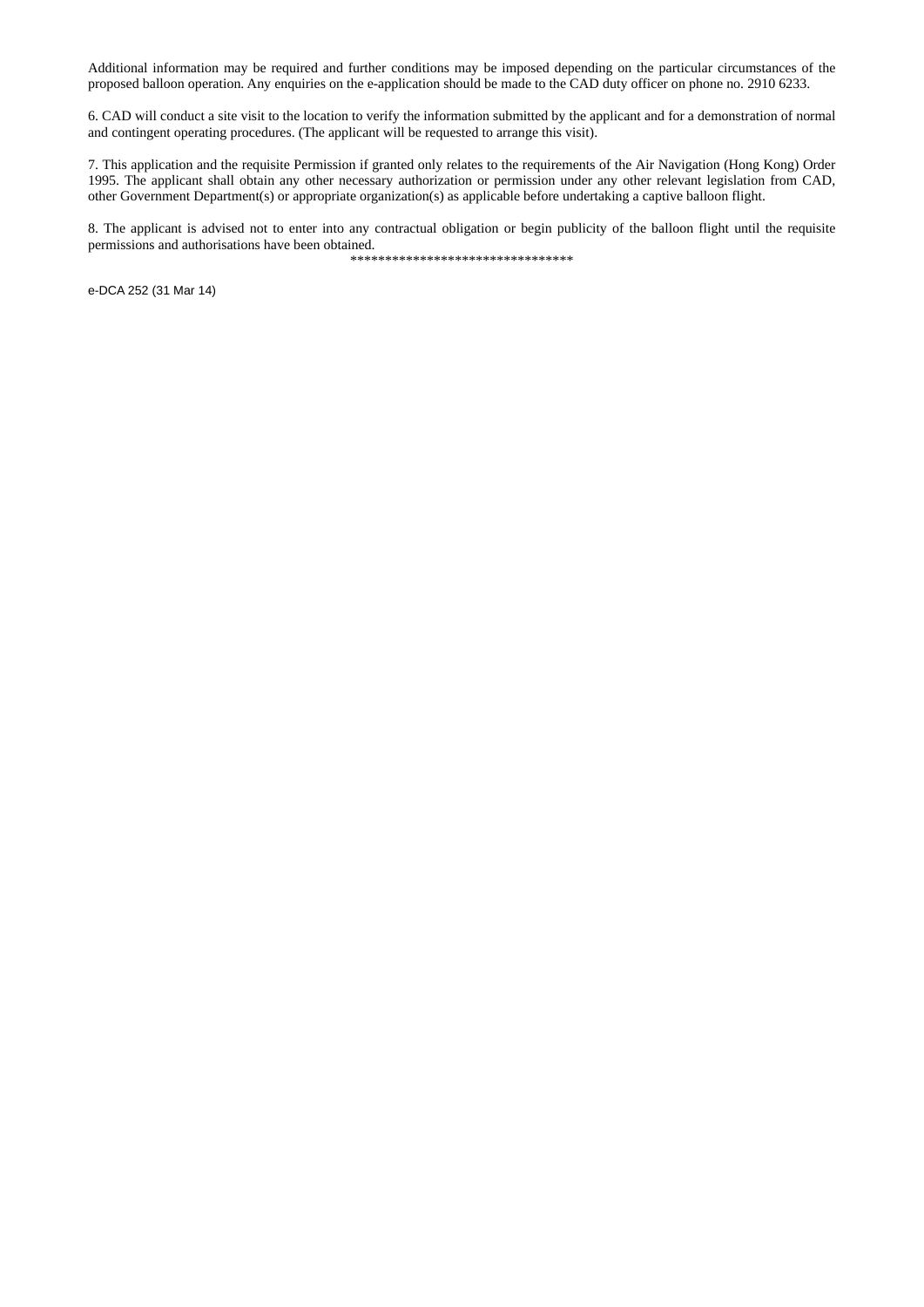Additional information may be required and further conditions may be imposed depending on the particular circumstances of the proposed balloon operation. Any enquiries on the e-application should be made to the CAD duty officer on phone no. 2910 6233.

6. CAD will conduct a site visit to the location to verify the information submitted by the applicant and for a demonstration of normal and contingent operating procedures. (The applicant will be requested to arrange this visit).

7. This application and the requisite Permission if granted only relates to the requirements of the Air Navigation (Hong Kong) Order 1995. The applicant shall obtain any other necessary authorization or permission under any other relevant legislation from CAD, other Government Department(s) or appropriate organization(s) as applicable before undertaking a captive balloon flight.

8. The applicant is advised not to enter into any contractual obligation or begin publicity of the balloon flight until the requisite permissions and authorisations have been obtained.

*********************************

e-DCA 252 (31 Mar 14)